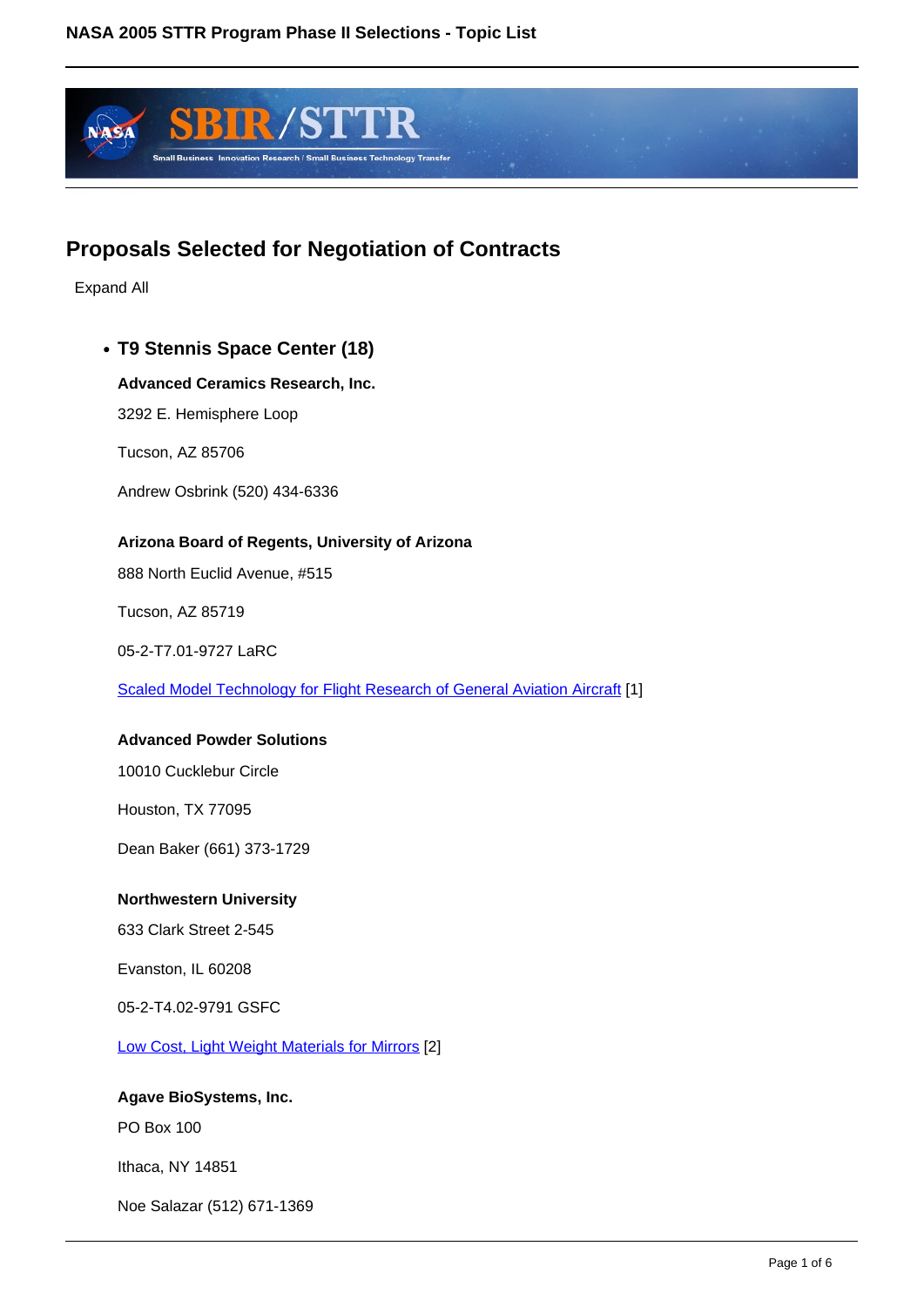## Proposals Selected for Negotiation of Contracts

Expand All

- **T9 Stennis Space Center (18)**

**Advanced Ceramics Research, Inc.**

3292 E. Hemisphere Loop

Tucson, AZ 85706

Andrew Osbrink (520) 434-6336

**Arizona Board of Regents, University of Arizona**

888 North Euclid Avenue, #515

Tucson, AZ 85719

05-2-T7.01-9727 LaRC

Scaled Model Technology for Flight Research of General Aviation Aircraft [1]

**Advanced Powder Solutions**

10010 Cucklebur Circle

Houston, TX 77095

Dean Baker (661) 373-1729

**Northwestern University**

633 Clark Street 2-545

Evanston, IL 60208

05-2-T4.02-9791 GSFC

Low Cost, Light Weight Materials for Mirrors [2]

**Agave BioSystems, Inc.**

PO Box 100

Ithaca, NY 14851

Noe Salazar (512) 671-1369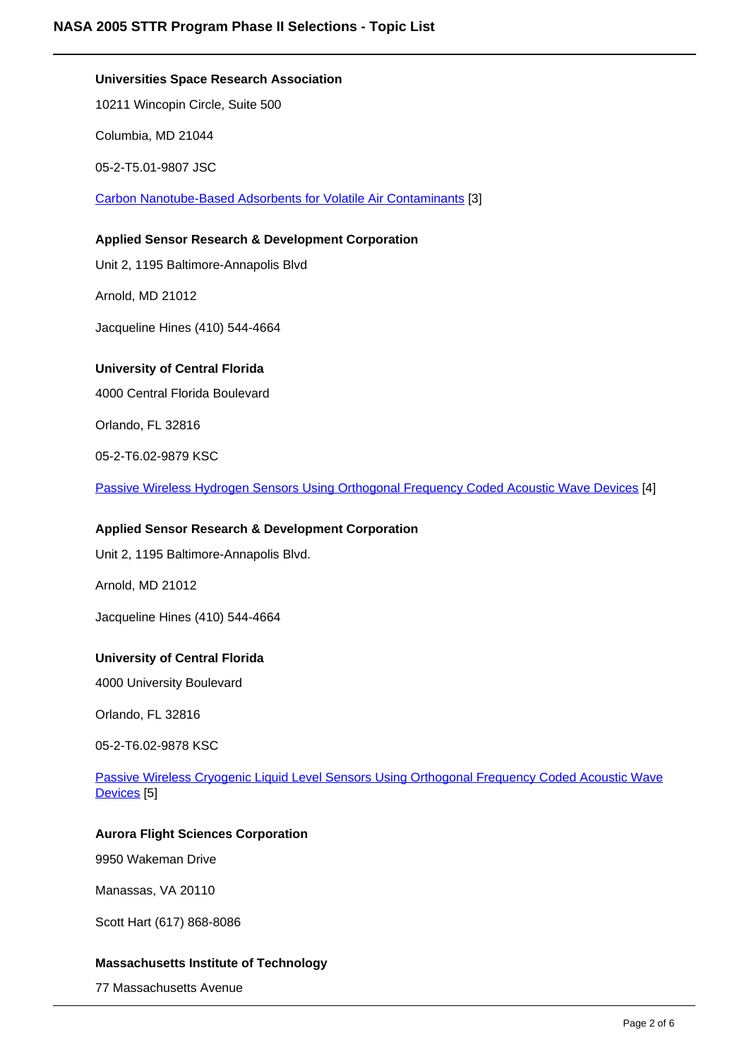**Universities Space Research Association**

10211 Wincopin Circle, Suite 500

Columbia, MD 21044

05-2-T5.01-9807 JSC

Carbon Nanotube-Based Adsorbents for Volatile Air Contaminants [3]

**Applied Sensor Research & Development Corporation**

Unit 2, 1195 Baltimore-Annapolis Blvd

Arnold, MD 21012

Jacqueline Hines (410) 544-4664

**University of Central Florida**

4000 Central Florida Boulevard

Orlando, FL 32816

05-2-T6.02-9879 KSC

Passive Wireless Hydrogen Sensors Using Orthogonal Frequency Coded Acoustic Wave Devices [4]

**Applied Sensor Research & Development Corporation**

Unit 2, 1195 Baltimore-Annapolis Blvd.

Arnold, MD 21012

Jacqueline Hines (410) 544-4664

**University of Central Florida**

4000 University Boulevard

Orlando, FL 32816

05-2-T6.02-9878 KSC

Passive Wireless Cryogenic Liquid Level Sensors Using Orthogonal Frequency Coded Acoustic Wave Devices [5]

**Aurora Flight Sciences Corporation**

9950 Wakeman Drive

Manassas, VA 20110

Scott Hart (617) 868-8086

**Massachusetts Institute of Technology**

77 Massachusetts Avenue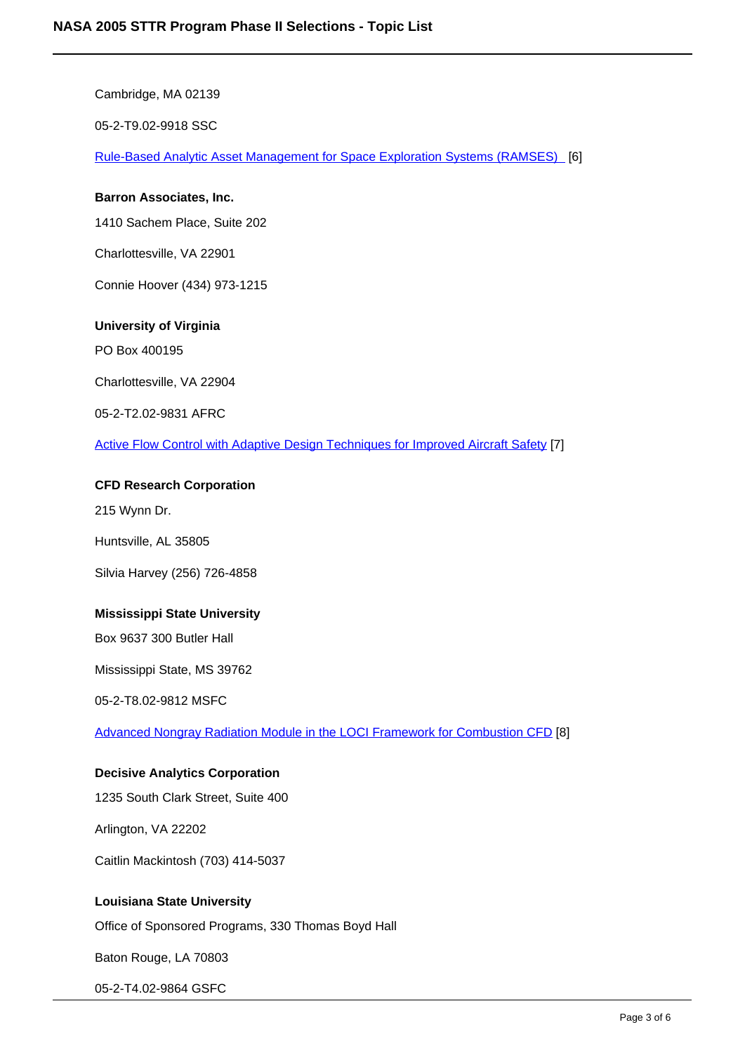Cambridge, MA 02139

05-2-T9.02-9918 SSC

Rule-Based Analytic Asset Management for Space Exploration Systems (RAMSES) [6]

**Barron Associates, Inc.**

1410 Sachem Place, Suite 202

Charlottesville, VA 22901

Connie Hoover (434) 973-1215

**University of Virginia**

PO Box 400195

Charlottesville, VA 22904

05-2-T2.02-9831 AFRC

Active Flow Control with Adaptive Design Techniques for Improved Aircraft Safety [7]

**CFD Research Corporation**

215 Wynn Dr.

Huntsville, AL 35805

Silvia Harvey (256) 726-4858

**Mississippi State University**

Box 9637 300 Butler Hall

Mississippi State, MS 39762

05-2-T8.02-9812 MSFC

Advanced Nongray Radiation Module in the LOCI Framework for Combustion CFD [8]

**Decisive Analytics Corporation**

1235 South Clark Street, Suite 400

Arlington, VA 22202

Caitlin Mackintosh (703) 414-5037

**Louisiana State University**

Office of Sponsored Programs, 330 Thomas Boyd Hall

Baton Rouge, LA 70803

05-2-T4.02-9864 GSFC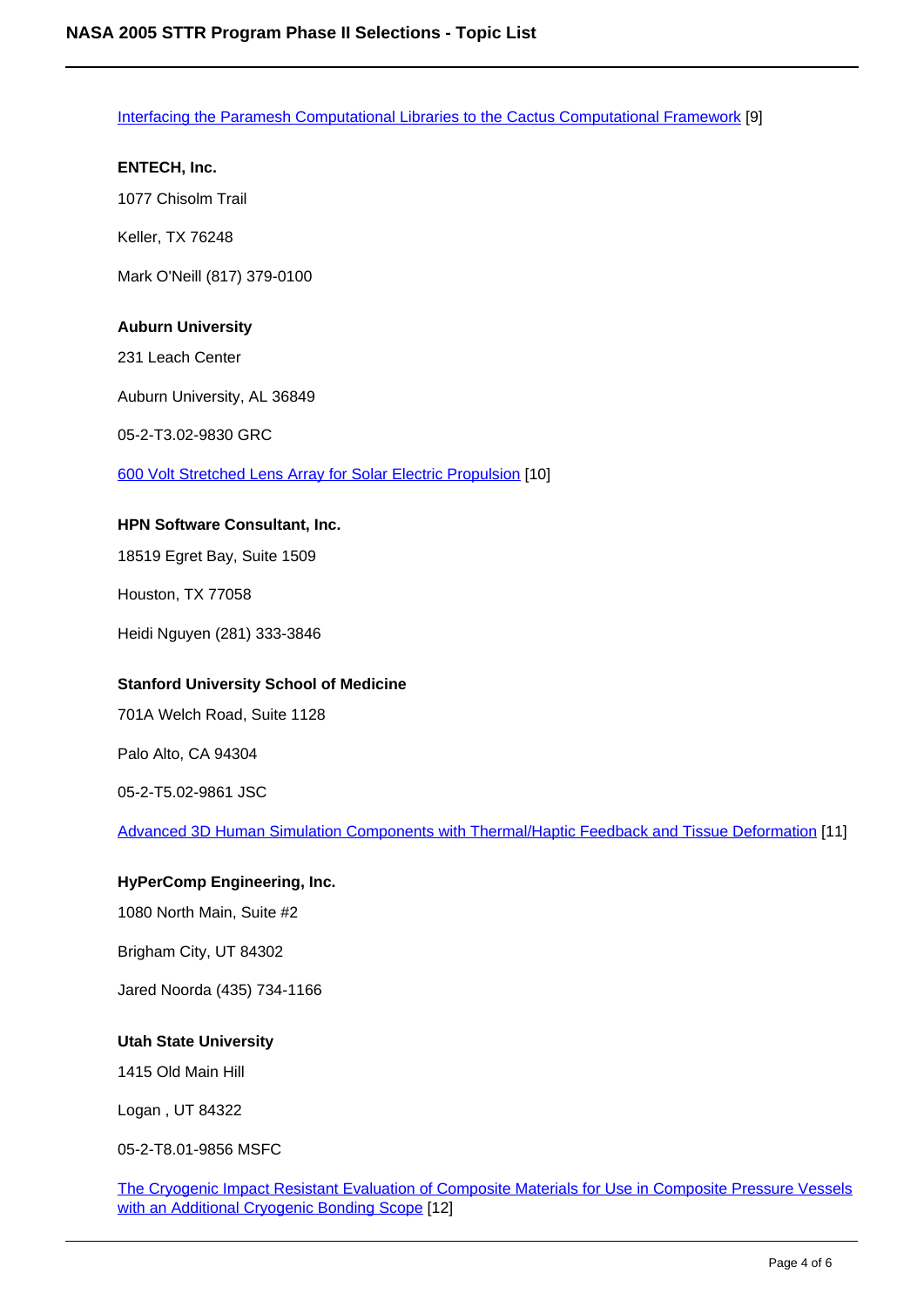Interfacing the Paramesh Computational Libraries to the Cactus Computational Framework [9]

**ENTECH, Inc.**

1077 Chisolm Trail

Keller, TX 76248

Mark O'Neill (817) 379-0100

**Auburn University**

231 Leach Center

Auburn University, AL 36849

05-2-T3.02-9830 GRC

600 Volt Stretched Lens Array for Solar Electric Propulsion [10]

**HPN Software Consultant, Inc.**

18519 Egret Bay, Suite 1509

Houston, TX 77058

Heidi Nguyen (281) 333-3846

**Stanford University School of Medicine**

701A Welch Road, Suite 1128

Palo Alto, CA 94304

05-2-T5.02-9861 JSC

Advanced 3D Human Simulation Components with Thermal/Haptic Feedback and Tissue Deformation [11]

**HyPerComp Engineering, Inc.**

1080 North Main, Suite #2

Brigham City, UT 84302

Jared Noorda (435) 734-1166

**Utah State University**

1415 Old Main Hill

Logan , UT 84322

05-2-T8.01-9856 MSFC

The Cryogenic Impact Resistant Evaluation of Composite Materials for Use in Composite Pressure Vessels with an Additional Cryogenic Bonding Scope [12]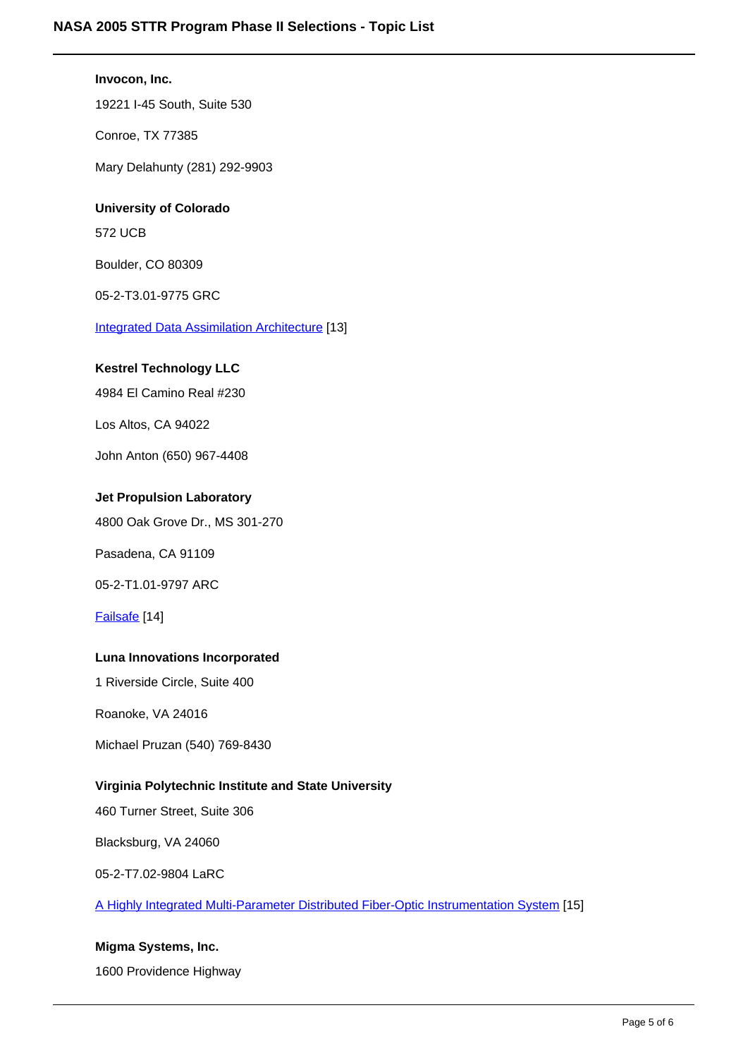**Invocon, Inc.**

19221 I-45 South, Suite 530

Conroe, TX 77385

Mary Delahunty (281) 292-9903

**University of Colorado**

572 UCB

Boulder, CO 80309

05-2-T3.01-9775 GRC

Integrated Data Assimilation Architecture [13]

**Kestrel Technology LLC**

4984 El Camino Real #230

Los Altos, CA 94022

John Anton (650) 967-4408

**Jet Propulsion Laboratory**

4800 Oak Grove Dr., MS 301-270

Pasadena, CA 91109

05-2-T1.01-9797 ARC

Failsafe [14]

**Luna Innovations Incorporated**

1 Riverside Circle, Suite 400

Roanoke, VA 24016

Michael Pruzan (540) 769-8430

**Virginia Polytechnic Institute and State University**

460 Turner Street, Suite 306

Blacksburg, VA 24060

05-2-T7.02-9804 LaRC

A Highly Integrated Multi-Parameter Distributed Fiber-Optic Instrumentation System [15]

**Migma Systems, Inc.**

1600 Providence Highway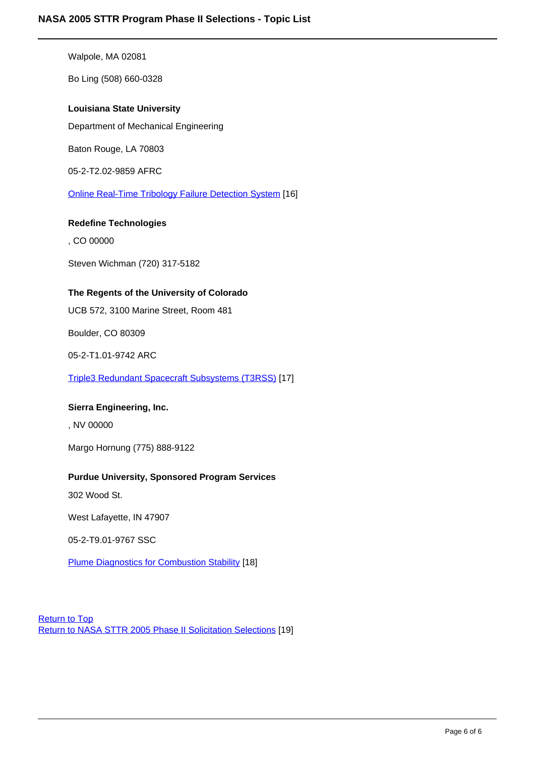Walpole, MA 02081

Bo Ling (508) 660-0328

**Louisiana State University**

Department of Mechanical Engineering

Baton Rouge, LA 70803

05-2-T2.02-9859 AFRC

Online Real-Time Tribology Failure Detection System [16]

**Redefine Technologies**

, CO 00000

Steven Wichman (720) 317-5182

**The Regents of the University of Colorado**

UCB 572, 3100 Marine Street, Room 481

Boulder, CO 80309

05-2-T1.01-9742 ARC

Triple3 Redundant Spacecraft Subsystems (T3RSS) [17]

**Sierra Engineering, Inc.**

, NV 00000

Margo Hornung (775) 888-9122

**Purdue University, Sponsored Program Services**

302 Wood St.

West Lafayette, IN 47907

05-2-T9.01-9767 SSC

Plume Diagnostics for Combustion Stability [18]

Return to Top

Return to NASA STTR 2005 Phase II Solicitation Selections [19]